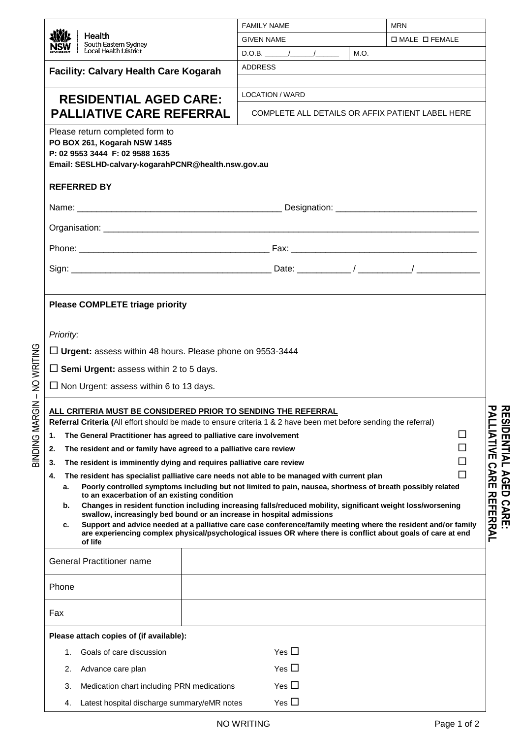Health
South Eastern Sydney
Local Health District

**Facility: Calvary Health Care Kogarah**

# RESIDENTIAL AGED CARE: PALLIATIVE CARE REFERRAL

| FAMILY NAME | | MRN |
|---|---|---|
| GIVEN NAME | | ☐ MALE ☐ FEMALE |
| D.O.B. ______/______/______ | M.O. | |
| ADDRESS | | |
| | | |
| LOCATION / WARD | | |
| COMPLETE ALL DETAILS OR AFFIX PATIENT LABEL HERE | | |

Please return completed form to
**PO BOX 261, Kogarah NSW 1485**
**P: 02 9553 3444 F: 02 9588 1635**
**Email: SESLHD-calvary-kogarahPCNR@health.nsw.gov.au**

**REFERRED BY**

Name: ________________________________________ Designation: ____________________________

Organisation: ____________________________________________________________________________

Phone: ______________________________________ Fax: _____________________________________

Sign: ________________________________________ Date: __________ / __________/ ____________

**Please COMPLETE triage priority**

*Priority:*

☐ **Urgent:** assess within 48 hours. Please phone on 9553-3444

☐ **Semi Urgent:** assess within 2 to 5 days.

☐ Non Urgent: assess within 6 to 13 days.

**ALL CRITERIA MUST BE CONSIDERED PRIOR TO SENDING THE REFERRAL**

**Referral Criteria (**All effort should be made to ensure criteria 1 & 2 have been met before sending the referral)

1. **The General Practitioner has agreed to palliative care involvement** ☐
2. **The resident and or family have agreed to a palliative care review** ☐
3. **The resident is imminently dying and requires palliative care review** ☐
4. **The resident has specialist palliative care needs not able to be managed with current plan** ☐
   a. **Poorly controlled symptoms including but not limited to pain, nausea, shortness of breath possibly related to an exacerbation of an existing condition**
   b. **Changes in resident function including increasing falls/reduced mobility, significant weight loss/worsening swallow, increasingly bed bound or an increase in hospital admissions**
   c. **Support and advice needed at a palliative care case conference/family meeting where the resident and/or family are experiencing complex physical/psychological issues OR where there is conflict about goals of care at end of life**

| General Practitioner name | |
|---|---|
| Phone | |
| Fax | |

**Please attach copies of (if available):**

1. Goals of care discussion — Yes ☐
2. Advance care plan — Yes ☐
3. Medication chart including PRN medications — Yes ☐
4. Latest hospital discharge summary/eMR notes — Yes ☐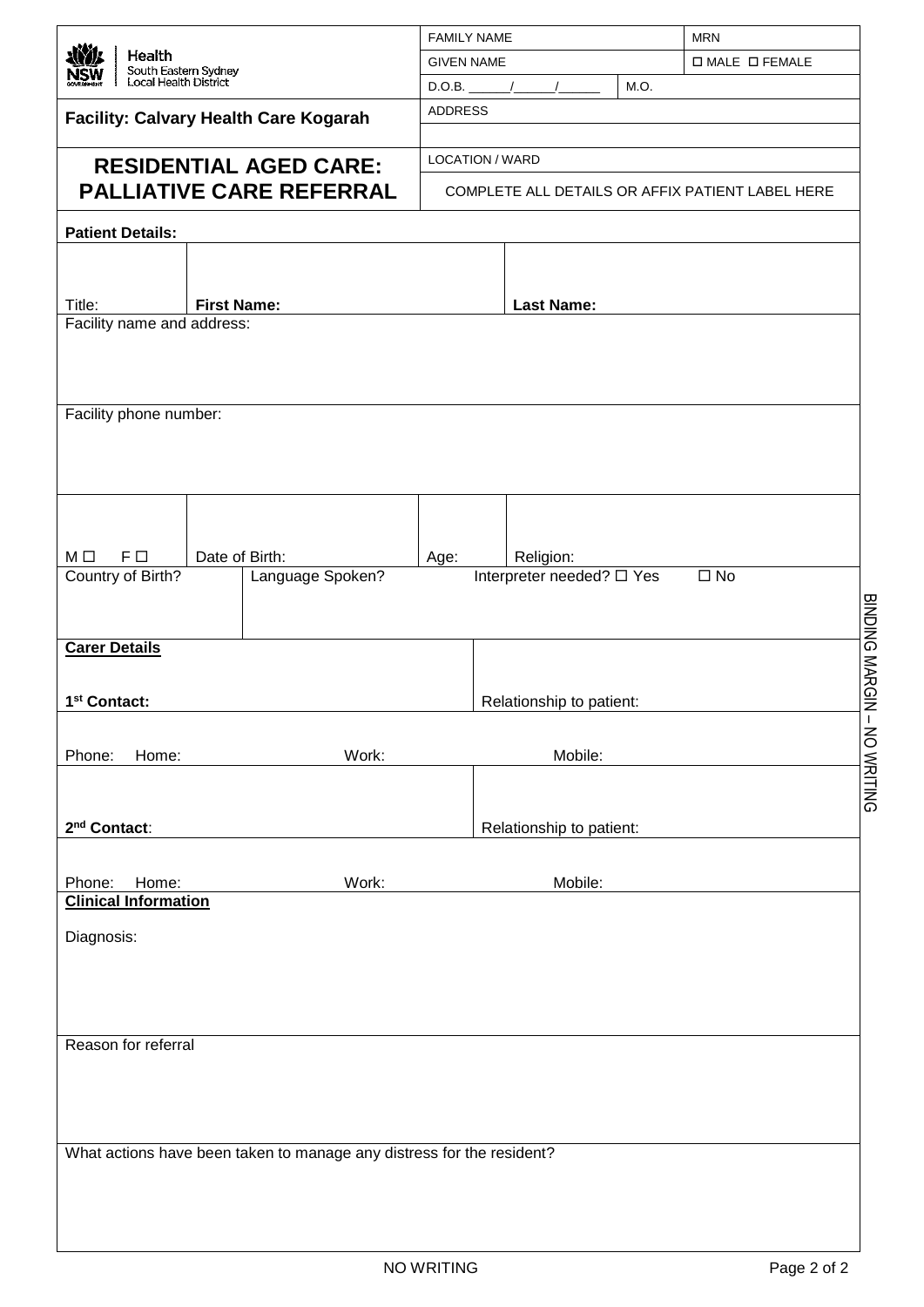Health
South Eastern Sydney
Local Health District

**Facility: Calvary Health Care Kogarah**

# RESIDENTIAL AGED CARE: PALLIATIVE CARE REFERRAL

| | | |
|---|---|---|
| FAMILY NAME | | MRN |
| GIVEN NAME | | ☐ MALE ☐ FEMALE |
| D.O.B. _____/_____/_____ | M.O. | |
| ADDRESS | | |
| | | |
| LOCATION / WARD | | |
| COMPLETE ALL DETAILS OR AFFIX PATIENT LABEL HERE | | |

**Patient Details:**

| | | |
|---|---|---|
| Title: | **First Name:** | **Last Name:** |

Facility name and address:

Facility phone number:

| | | | |
|---|---|---|---|
| M ☐ F ☐ | Date of Birth: | Age: | Religion: |

| | | |
|---|---|---|
| Country of Birth? | Language Spoken? | Interpreter needed? ☐ Yes ☐ No |

**Carer Details**

| | |
|---|---|
| **1st Contact:** | Relationship to patient: |

Phone: Home: Work: Mobile:

| | |
|---|---|
| **2nd Contact**: | Relationship to patient: |

Phone: Home: Work: Mobile:

**Clinical Information**

Diagnosis:

Reason for referral

What actions have been taken to manage any distress for the resident?

BINDING MARGIN – NO WRITING

NO WRITING